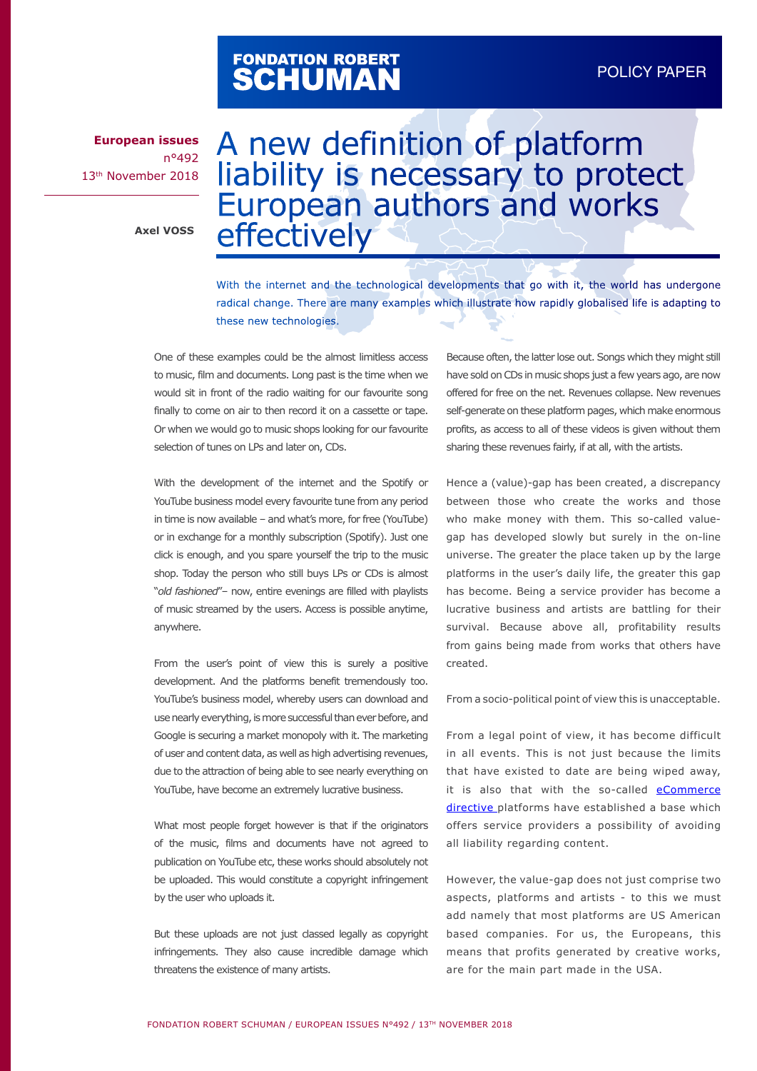FONDATION ROBERT SCHUMAN

POLICY PAPER

**European issues**
n°492
13th November 2018

**Axel VOSS**

# A new definition of platform liability is necessary to protect European authors and works effectively

With the internet and the technological developments that go with it, the world has undergone radical change. There are many examples which illustrate how rapidly globalised life is adapting to these new technologies.

One of these examples could be the almost limitless access to music, film and documents. Long past is the time when we would sit in front of the radio waiting for our favourite song finally to come on air to then record it on a cassette or tape. Or when we would go to music shops looking for our favourite selection of tunes on LPs and later on, CDs.

With the development of the internet and the Spotify or YouTube business model every favourite tune from any period in time is now available – and what's more, for free (YouTube) or in exchange for a monthly subscription (Spotify). Just one click is enough, and you spare yourself the trip to the music shop. Today the person who still buys LPs or CDs is almost "*old fashioned*"– now, entire evenings are filled with playlists of music streamed by the users. Access is possible anytime, anywhere.

From the user's point of view this is surely a positive development. And the platforms benefit tremendously too. YouTube's business model, whereby users can download and use nearly everything, is more successful than ever before, and Google is securing a market monopoly with it. The marketing of user and content data, as well as high advertising revenues, due to the attraction of being able to see nearly everything on YouTube, have become an extremely lucrative business.

What most people forget however is that if the originators of the music, films and documents have not agreed to publication on YouTube etc, these works should absolutely not be uploaded. This would constitute a copyright infringement by the user who uploads it.

But these uploads are not just classed legally as copyright infringements. They also cause incredible damage which threatens the existence of many artists.

Because often, the latter lose out. Songs which they might still have sold on CDs in music shops just a few years ago, are now offered for free on the net. Revenues collapse. New revenues self-generate on these platform pages, which make enormous profits, as access to all of these videos is given without them sharing these revenues fairly, if at all, with the artists.

Hence a (value)-gap has been created, a discrepancy between those who create the works and those who make money with them. This so-called value-gap has developed slowly but surely in the on-line universe. The greater the place taken up by the large platforms in the user's daily life, the greater this gap has become. Being a service provider has become a lucrative business and artists are battling for their survival. Because above all, profitability results from gains being made from works that others have created.

From a socio-political point of view this is unacceptable.

From a legal point of view, it has become difficult in all events. This is not just because the limits that have existed to date are being wiped away, it is also that with the so-called eCommerce directive platforms have established a base which offers service providers a possibility of avoiding all liability regarding content.

However, the value-gap does not just comprise two aspects, platforms and artists - to this we must add namely that most platforms are US American based companies. For us, the Europeans, this means that profits generated by creative works, are for the main part made in the USA.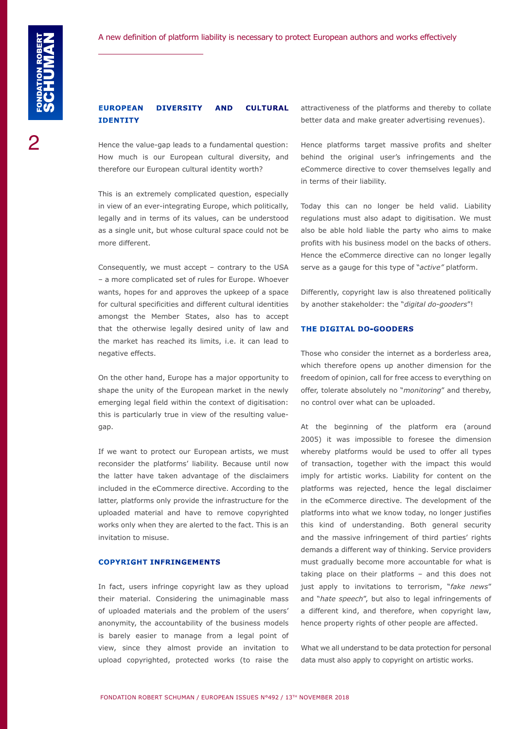## EUROPEAN DIVERSITY AND CULTURAL IDENTITY

Hence the value-gap leads to a fundamental question: How much is our European cultural diversity, and therefore our European cultural identity worth?

This is an extremely complicated question, especially in view of an ever-integrating Europe, which politically, legally and in terms of its values, can be understood as a single unit, but whose cultural space could not be more different.

Consequently, we must accept – contrary to the USA – a more complicated set of rules for Europe. Whoever wants, hopes for and approves the upkeep of a space for cultural specificities and different cultural identities amongst the Member States, also has to accept that the otherwise legally desired unity of law and the market has reached its limits, i.e. it can lead to negative effects.

On the other hand, Europe has a major opportunity to shape the unity of the European market in the newly emerging legal field within the context of digitisation: this is particularly true in view of the resulting value-gap.

If we want to protect our European artists, we must reconsider the platforms' liability. Because until now the latter have taken advantage of the disclaimers included in the eCommerce directive. According to the latter, platforms only provide the infrastructure for the uploaded material and have to remove copyrighted works only when they are alerted to the fact. This is an invitation to misuse.

## COPYRIGHT INFRINGEMENTS

In fact, users infringe copyright law as they upload their material. Considering the unimaginable mass of uploaded materials and the problem of the users' anonymity, the accountability of the business models is barely easier to manage from a legal point of view, since they almost provide an invitation to upload copyrighted, protected works (to raise the attractiveness of the platforms and thereby to collate better data and make greater advertising revenues).

Hence platforms target massive profits and shelter behind the original user's infringements and the eCommerce directive to cover themselves legally and in terms of their liability.

Today this can no longer be held valid. Liability regulations must also adapt to digitisation. We must also be able hold liable the party who aims to make profits with his business model on the backs of others. Hence the eCommerce directive can no longer legally serve as a gauge for this type of "*active"* platform.

Differently, copyright law is also threatened politically by another stakeholder: the "*digital do-gooders*"!

## THE DIGITAL DO-GOODERS

Those who consider the internet as a borderless area, which therefore opens up another dimension for the freedom of opinion, call for free access to everything on offer, tolerate absolutely no "*monitoring*" and thereby, no control over what can be uploaded.

At the beginning of the platform era (around 2005) it was impossible to foresee the dimension whereby platforms would be used to offer all types of transaction, together with the impact this would imply for artistic works. Liability for content on the platforms was rejected, hence the legal disclaimer in the eCommerce directive. The development of the platforms into what we know today, no longer justifies this kind of understanding. Both general security and the massive infringement of third parties' rights demands a different way of thinking. Service providers must gradually become more accountable for what is taking place on their platforms – and this does not just apply to invitations to terrorism, "*fake news*" and "*hate speech*", but also to legal infringements of a different kind, and therefore, when copyright law, hence property rights of other people are affected.

What we all understand to be data protection for personal data must also apply to copyright on artistic works.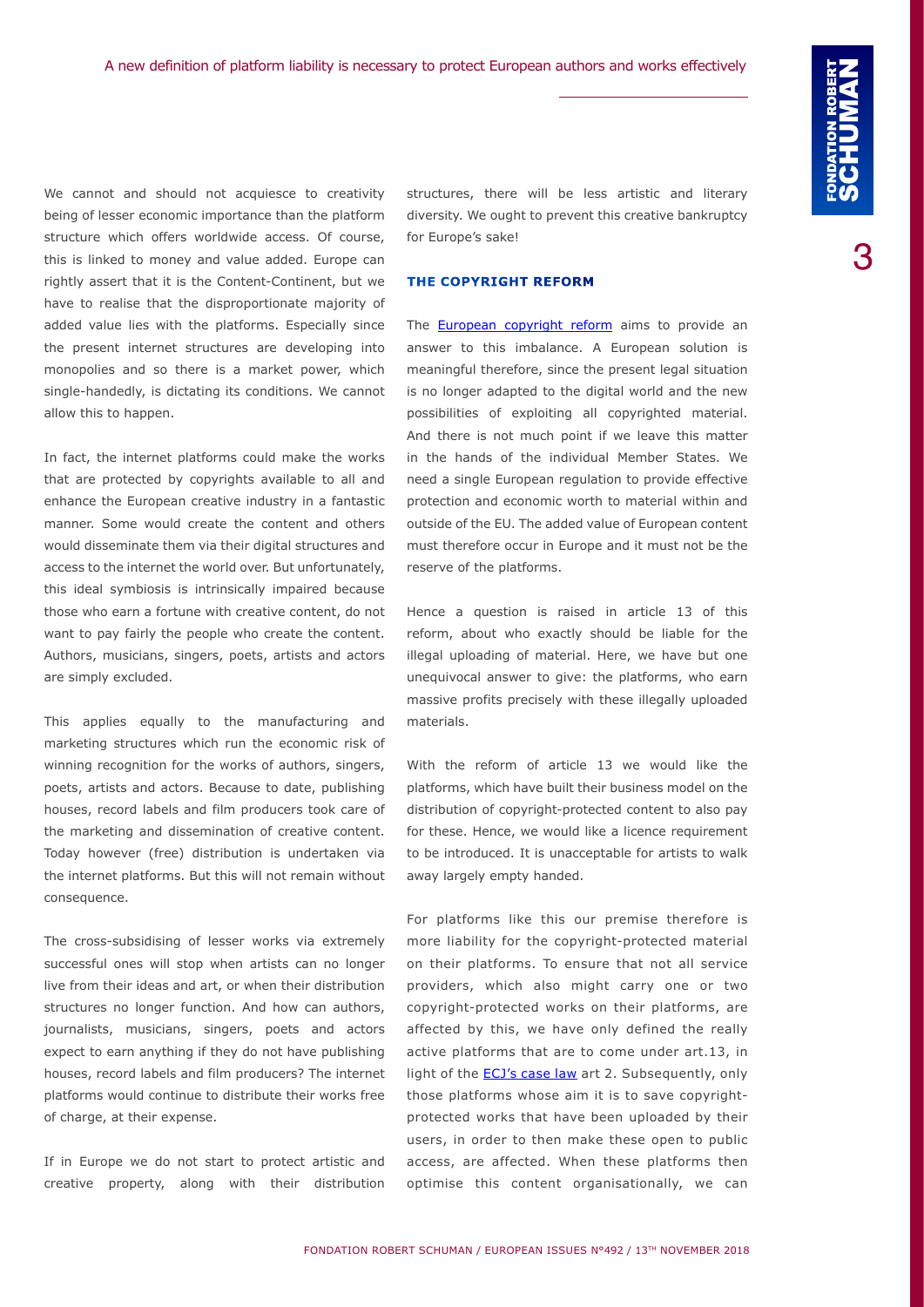We cannot and should not acquiesce to creativity being of lesser economic importance than the platform structure which offers worldwide access. Of course, this is linked to money and value added. Europe can rightly assert that it is the Content-Continent, but we have to realise that the disproportionate majority of added value lies with the platforms. Especially since the present internet structures are developing into monopolies and so there is a market power, which single-handedly, is dictating its conditions. We cannot allow this to happen.

In fact, the internet platforms could make the works that are protected by copyrights available to all and enhance the European creative industry in a fantastic manner. Some would create the content and others would disseminate them via their digital structures and access to the internet the world over. But unfortunately, this ideal symbiosis is intrinsically impaired because those who earn a fortune with creative content, do not want to pay fairly the people who create the content. Authors, musicians, singers, poets, artists and actors are simply excluded.

This applies equally to the manufacturing and marketing structures which run the economic risk of winning recognition for the works of authors, singers, poets, artists and actors. Because to date, publishing houses, record labels and film producers took care of the marketing and dissemination of creative content. Today however (free) distribution is undertaken via the internet platforms. But this will not remain without consequence.

The cross-subsidising of lesser works via extremely successful ones will stop when artists can no longer live from their ideas and art, or when their distribution structures no longer function. And how can authors, journalists, musicians, singers, poets and actors expect to earn anything if they do not have publishing houses, record labels and film producers? The internet platforms would continue to distribute their works free of charge, at their expense.

If in Europe we do not start to protect artistic and creative property, along with their distribution structures, there will be less artistic and literary diversity. We ought to prevent this creative bankruptcy for Europe's sake!

## THE COPYRIGHT REFORM

The European copyright reform aims to provide an answer to this imbalance. A European solution is meaningful therefore, since the present legal situation is no longer adapted to the digital world and the new possibilities of exploiting all copyrighted material. And there is not much point if we leave this matter in the hands of the individual Member States. We need a single European regulation to provide effective protection and economic worth to material within and outside of the EU. The added value of European content must therefore occur in Europe and it must not be the reserve of the platforms.

Hence a question is raised in article 13 of this reform, about who exactly should be liable for the illegal uploading of material. Here, we have but one unequivocal answer to give: the platforms, who earn massive profits precisely with these illegally uploaded materials.

With the reform of article 13 we would like the platforms, which have built their business model on the distribution of copyright-protected content to also pay for these. Hence, we would like a licence requirement to be introduced. It is unacceptable for artists to walk away largely empty handed.

For platforms like this our premise therefore is more liability for the copyright-protected material on their platforms. To ensure that not all service providers, which also might carry one or two copyright-protected works on their platforms, are affected by this, we have only defined the really active platforms that are to come under art.13, in light of the ECJ's case law art 2. Subsequently, only those platforms whose aim it is to save copyright-protected works that have been uploaded by their users, in order to then make these open to public access, are affected. When these platforms then optimise this content organisationally, we can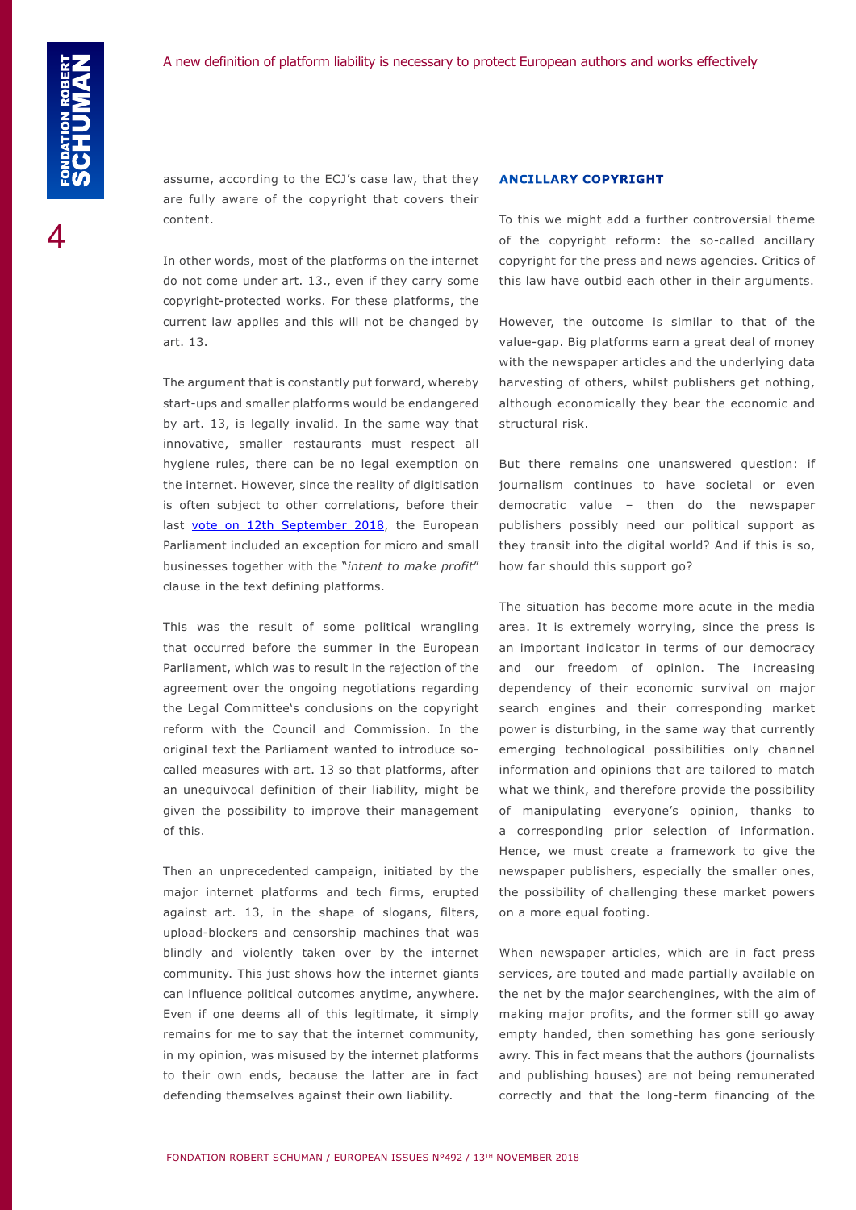assume, according to the ECJ's case law, that they are fully aware of the copyright that covers their content.

In other words, most of the platforms on the internet do not come under art. 13., even if they carry some copyright-protected works. For these platforms, the current law applies and this will not be changed by art. 13.

The argument that is constantly put forward, whereby start-ups and smaller platforms would be endangered by art. 13, is legally invalid. In the same way that innovative, smaller restaurants must respect all hygiene rules, there can be no legal exemption on the internet. However, since the reality of digitisation is often subject to other correlations, before their last vote on 12th September 2018, the European Parliament included an exception for micro and small businesses together with the "*intent to make profit*" clause in the text defining platforms.

This was the result of some political wrangling that occurred before the summer in the European Parliament, which was to result in the rejection of the agreement over the ongoing negotiations regarding the Legal Committee's conclusions on the copyright reform with the Council and Commission. In the original text the Parliament wanted to introduce so-called measures with art. 13 so that platforms, after an unequivocal definition of their liability, might be given the possibility to improve their management of this.

Then an unprecedented campaign, initiated by the major internet platforms and tech firms, erupted against art. 13, in the shape of slogans, filters, upload-blockers and censorship machines that was blindly and violently taken over by the internet community. This just shows how the internet giants can influence political outcomes anytime, anywhere. Even if one deems all of this legitimate, it simply remains for me to say that the internet community, in my opinion, was misused by the internet platforms to their own ends, because the latter are in fact defending themselves against their own liability.

## ANCILLARY COPYRIGHT

To this we might add a further controversial theme of the copyright reform: the so-called ancillary copyright for the press and news agencies. Critics of this law have outbid each other in their arguments.

However, the outcome is similar to that of the value-gap. Big platforms earn a great deal of money with the newspaper articles and the underlying data harvesting of others, whilst publishers get nothing, although economically they bear the economic and structural risk.

But there remains one unanswered question: if journalism continues to have societal or even democratic value – then do the newspaper publishers possibly need our political support as they transit into the digital world? And if this is so, how far should this support go?

The situation has become more acute in the media area. It is extremely worrying, since the press is an important indicator in terms of our democracy and our freedom of opinion. The increasing dependency of their economic survival on major search engines and their corresponding market power is disturbing, in the same way that currently emerging technological possibilities only channel information and opinions that are tailored to match what we think, and therefore provide the possibility of manipulating everyone's opinion, thanks to a corresponding prior selection of information. Hence, we must create a framework to give the newspaper publishers, especially the smaller ones, the possibility of challenging these market powers on a more equal footing.

When newspaper articles, which are in fact press services, are touted and made partially available on the net by the major searchengines, with the aim of making major profits, and the former still go away empty handed, then something has gone seriously awry. This in fact means that the authors (journalists and publishing houses) are not being remunerated correctly and that the long-term financing of the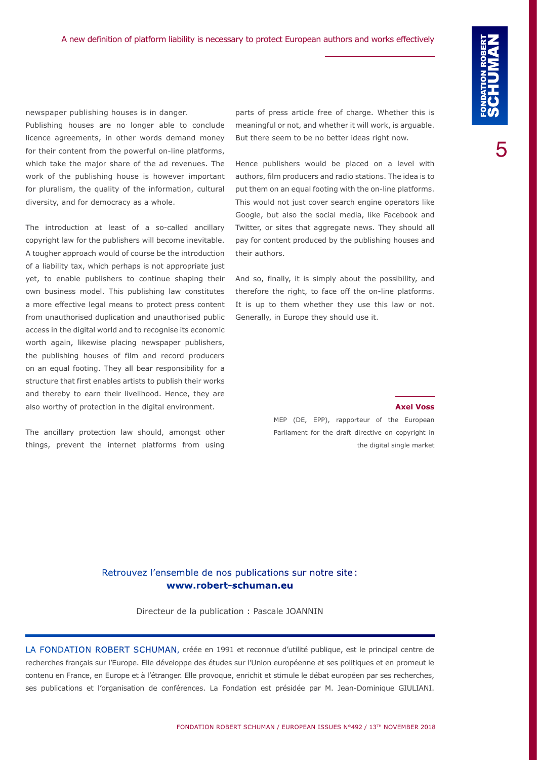newspaper publishing houses is in danger.

Publishing houses are no longer able to conclude licence agreements, in other words demand money for their content from the powerful on-line platforms, which take the major share of the ad revenues. The work of the publishing house is however important for pluralism, the quality of the information, cultural diversity, and for democracy as a whole.

The introduction at least of a so-called ancillary copyright law for the publishers will become inevitable. A tougher approach would of course be the introduction of a liability tax, which perhaps is not appropriate just yet, to enable publishers to continue shaping their own business model. This publishing law constitutes a more effective legal means to protect press content from unauthorised duplication and unauthorised public access in the digital world and to recognise its economic worth again, likewise placing newspaper publishers, the publishing houses of film and record producers on an equal footing. They all bear responsibility for a structure that first enables artists to publish their works and thereby to earn their livelihood. Hence, they are also worthy of protection in the digital environment.

The ancillary protection law should, amongst other things, prevent the internet platforms from using parts of press article free of charge. Whether this is meaningful or not, and whether it will work, is arguable. But there seem to be no better ideas right now.

Hence publishers would be placed on a level with authors, film producers and radio stations. The idea is to put them on an equal footing with the on-line platforms. This would not just cover search engine operators like Google, but also the social media, like Facebook and Twitter, or sites that aggregate news. They should all pay for content produced by the publishing houses and their authors.

And so, finally, it is simply about the possibility, and therefore the right, to face off the on-line platforms. It is up to them whether they use this law or not. Generally, in Europe they should use it.

**Axel Voss**

MEP (DE, EPP), rapporteur of the European Parliament for the draft directive on copyright in the digital single market

Retrouvez l'ensemble de nos publications sur notre site :
**www.robert-schuman.eu**

Directeur de la publication : Pascale JOANNIN

LA FONDATION ROBERT SCHUMAN, créée en 1991 et reconnue d'utilité publique, est le principal centre de recherches français sur l'Europe. Elle développe des études sur l'Union européenne et ses politiques et en promeut le contenu en France, en Europe et à l'étranger. Elle provoque, enrichit et stimule le débat européen par ses recherches, ses publications et l'organisation de conférences. La Fondation est présidée par M. Jean-Dominique GIULIANI.